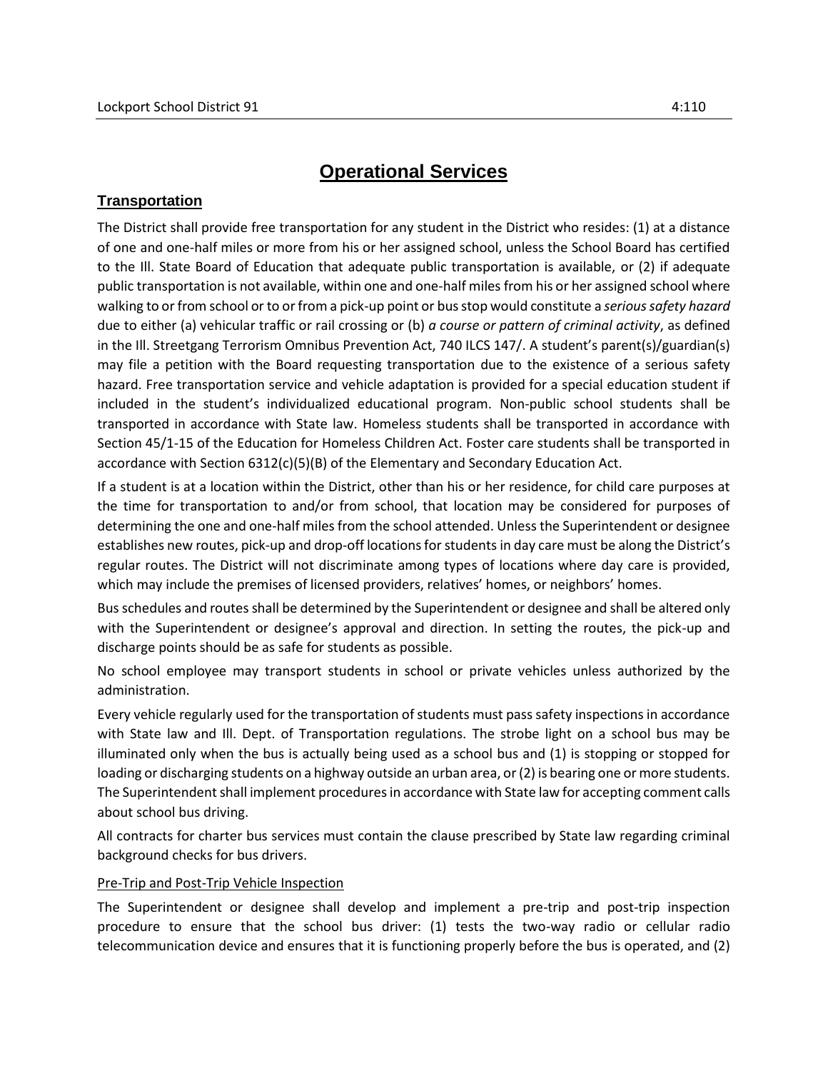# Operational Services

## Transportation

The District shall provide free transportation for any student in the District who resides: (1) at a distance of one and one-half miles or more from his or her assigned school, unless the School Board has certified to the Ill. State Board of Education that adequate public transportation is available, or (2) if adequate public transportation is not available, within one and one-half miles from his or her assigned school where walking to or from school or to or from a pick-up point or bus stop would constitute a *serious safety hazard* due to either (a) vehicular traffic or rail crossing or (b) *a course or pattern of criminal activity*, as defined in the Ill. Streetgang Terrorism Omnibus Prevention Act, 740 ILCS 147/. A student's parent(s)/guardian(s) may file a petition with the Board requesting transportation due to the existence of a serious safety hazard. Free transportation service and vehicle adaptation is provided for a special education student if included in the student's individualized educational program. Non-public school students shall be transported in accordance with State law. Homeless students shall be transported in accordance with Section 45/1-15 of the Education for Homeless Children Act. Foster care students shall be transported in accordance with Section 6312(c)(5)(B) of the Elementary and Secondary Education Act.

If a student is at a location within the District, other than his or her residence, for child care purposes at the time for transportation to and/or from school, that location may be considered for purposes of determining the one and one-half miles from the school attended. Unless the Superintendent or designee establishes new routes, pick-up and drop-off locations for students in day care must be along the District's regular routes. The District will not discriminate among types of locations where day care is provided, which may include the premises of licensed providers, relatives' homes, or neighbors' homes.

Bus schedules and routes shall be determined by the Superintendent or designee and shall be altered only with the Superintendent or designee's approval and direction. In setting the routes, the pick-up and discharge points should be as safe for students as possible.

No school employee may transport students in school or private vehicles unless authorized by the administration.

Every vehicle regularly used for the transportation of students must pass safety inspections in accordance with State law and Ill. Dept. of Transportation regulations. The strobe light on a school bus may be illuminated only when the bus is actually being used as a school bus and (1) is stopping or stopped for loading or discharging students on a highway outside an urban area, or (2) is bearing one or more students. The Superintendent shall implement procedures in accordance with State law for accepting comment calls about school bus driving.

All contracts for charter bus services must contain the clause prescribed by State law regarding criminal background checks for bus drivers.

### Pre-Trip and Post-Trip Vehicle Inspection

The Superintendent or designee shall develop and implement a pre-trip and post-trip inspection procedure to ensure that the school bus driver: (1) tests the two-way radio or cellular radio telecommunication device and ensures that it is functioning properly before the bus is operated, and (2)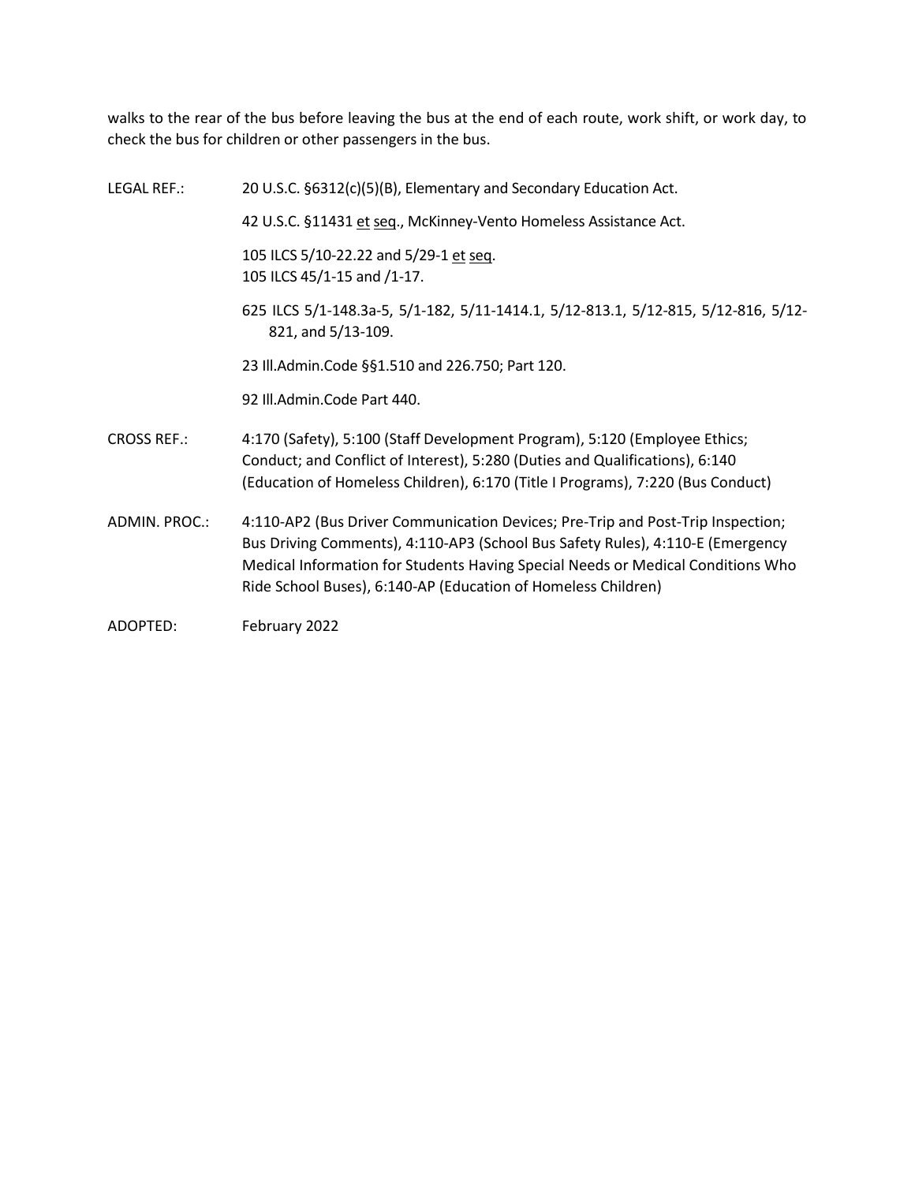walks to the rear of the bus before leaving the bus at the end of each route, work shift, or work day, to check the bus for children or other passengers in the bus.

LEGAL REF.: 20 U.S.C. §6312(c)(5)(B), Elementary and Secondary Education Act.

42 U.S.C. §11431 et seq., McKinney-Vento Homeless Assistance Act.

105 ILCS 5/10-22.22 and 5/29-1 et seq.
105 ILCS 45/1-15 and /1-17.

625 ILCS 5/1-148.3a-5, 5/1-182, 5/11-1414.1, 5/12-813.1, 5/12-815, 5/12-816, 5/12-821, and 5/13-109.

23 Ill.Admin.Code §§1.510 and 226.750; Part 120.

92 Ill.Admin.Code Part 440.

CROSS REF.: 4:170 (Safety), 5:100 (Staff Development Program), 5:120 (Employee Ethics; Conduct; and Conflict of Interest), 5:280 (Duties and Qualifications), 6:140 (Education of Homeless Children), 6:170 (Title I Programs), 7:220 (Bus Conduct)

ADMIN. PROC.: 4:110-AP2 (Bus Driver Communication Devices; Pre-Trip and Post-Trip Inspection; Bus Driving Comments), 4:110-AP3 (School Bus Safety Rules), 4:110-E (Emergency Medical Information for Students Having Special Needs or Medical Conditions Who Ride School Buses), 6:140-AP (Education of Homeless Children)

ADOPTED: February 2022